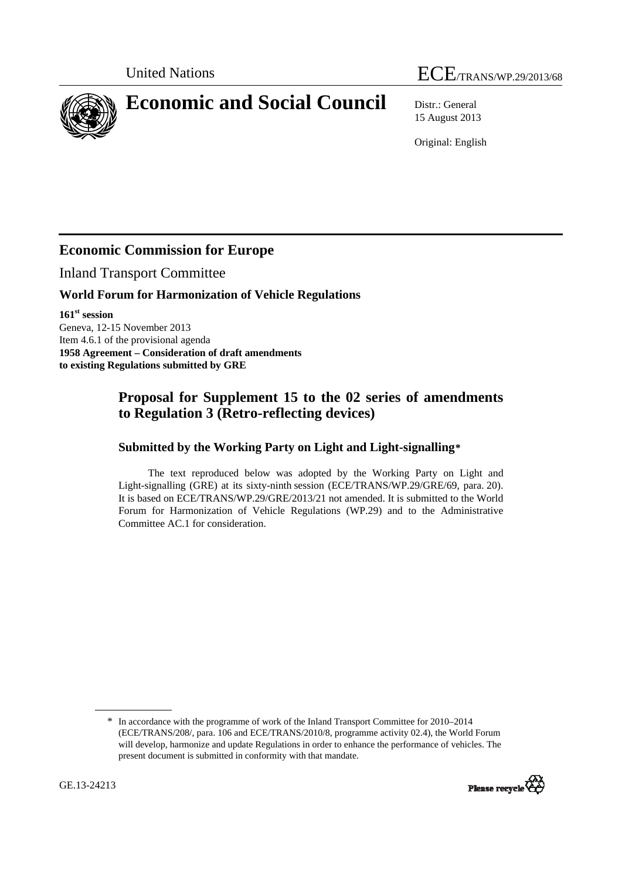United Nations ECE/TRANS/WP.29/2013/68

# Economic and Social Council

Distr.: General
15 August 2013

Original: English

## Economic Commission for Europe

Inland Transport Committee

### World Forum for Harmonization of Vehicle Regulations

**161st session**
Geneva, 12-15 November 2013
Item 4.6.1 of the provisional agenda
**1958 Agreement – Consideration of draft amendments to existing Regulations submitted by GRE**

## Proposal for Supplement 15 to the 02 series of amendments to Regulation 3 (Retro-reflecting devices)

### Submitted by the Working Party on Light and Light-signalling*

The text reproduced below was adopted by the Working Party on Light and Light-signalling (GRE) at its sixty-ninth session (ECE/TRANS/WP.29/GRE/69, para. 20). It is based on ECE/TRANS/WP.29/GRE/2013/21 not amended. It is submitted to the World Forum for Harmonization of Vehicle Regulations (WP.29) and to the Administrative Committee AC.1 for consideration.

* In accordance with the programme of work of the Inland Transport Committee for 2010–2014 (ECE/TRANS/208/, para. 106 and ECE/TRANS/2010/8, programme activity 02.4), the World Forum will develop, harmonize and update Regulations in order to enhance the performance of vehicles. The present document is submitted in conformity with that mandate.

GE.13-24213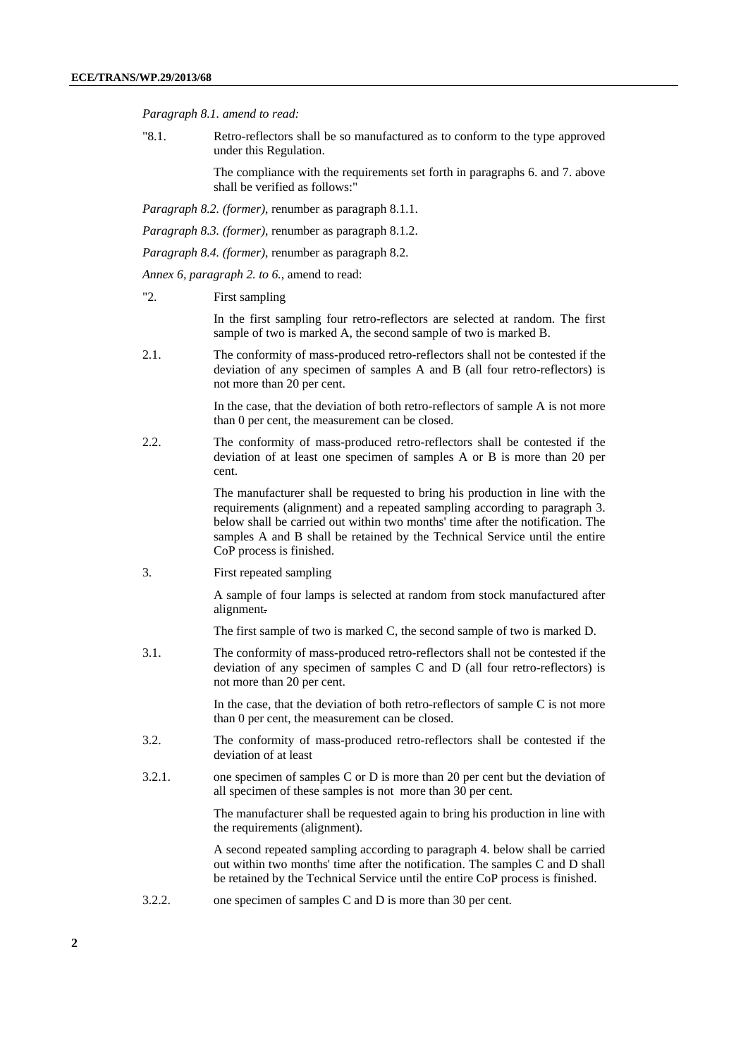*Paragraph 8.1. amend to read:*

"8.1. Retro-reflectors shall be so manufactured as to conform to the type approved under this Regulation.

The compliance with the requirements set forth in paragraphs 6. and 7. above shall be verified as follows:"

*Paragraph 8.2. (former)*, renumber as paragraph 8.1.1.

*Paragraph 8.3. (former)*, renumber as paragraph 8.1.2.

*Paragraph 8.4. (former)*, renumber as paragraph 8.2.

*Annex 6, paragraph 2. to 6.*, amend to read:

"2. First sampling

In the first sampling four retro-reflectors are selected at random. The first sample of two is marked A, the second sample of two is marked B.

2.1. The conformity of mass-produced retro-reflectors shall not be contested if the deviation of any specimen of samples A and B (all four retro-reflectors) is not more than 20 per cent.

In the case, that the deviation of both retro-reflectors of sample A is not more than 0 per cent, the measurement can be closed.

2.2. The conformity of mass-produced retro-reflectors shall be contested if the deviation of at least one specimen of samples A or B is more than 20 per cent.

The manufacturer shall be requested to bring his production in line with the requirements (alignment) and a repeated sampling according to paragraph 3. below shall be carried out within two months' time after the notification. The samples A and B shall be retained by the Technical Service until the entire CoP process is finished.

3. First repeated sampling

A sample of four lamps is selected at random from stock manufactured after alignment~~.~~

The first sample of two is marked C, the second sample of two is marked D.

3.1. The conformity of mass-produced retro-reflectors shall not be contested if the deviation of any specimen of samples C and D (all four retro-reflectors) is not more than 20 per cent.

In the case, that the deviation of both retro-reflectors of sample C is not more than 0 per cent, the measurement can be closed.

3.2. The conformity of mass-produced retro-reflectors shall be contested if the deviation of at least

3.2.1. one specimen of samples C or D is more than 20 per cent but the deviation of all specimen of these samples is not more than 30 per cent.

The manufacturer shall be requested again to bring his production in line with the requirements (alignment).

A second repeated sampling according to paragraph 4. below shall be carried out within two months' time after the notification. The samples C and D shall be retained by the Technical Service until the entire CoP process is finished.

3.2.2. one specimen of samples C and D is more than 30 per cent.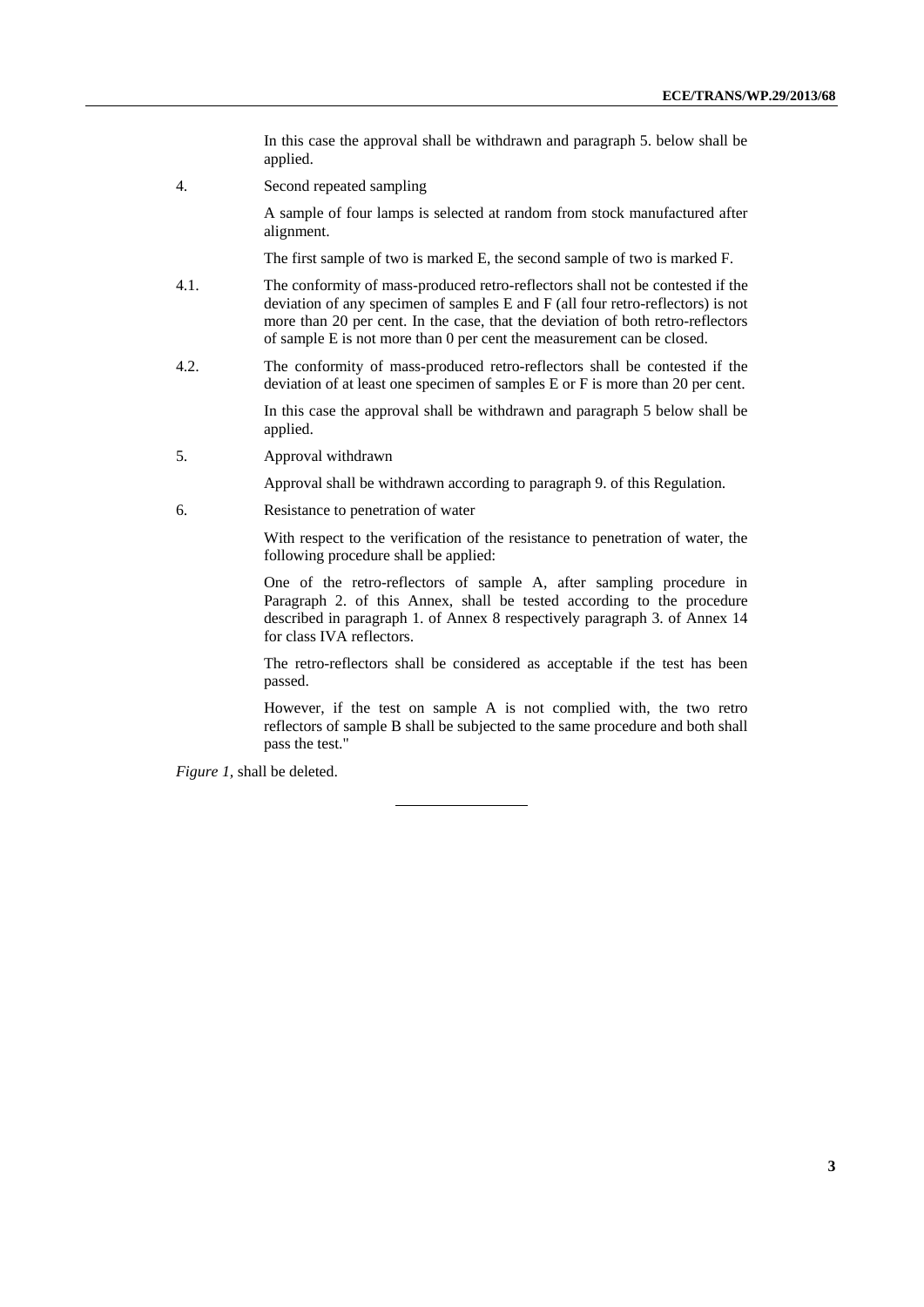In this case the approval shall be withdrawn and paragraph 5. below shall be applied.

4. Second repeated sampling

A sample of four lamps is selected at random from stock manufactured after alignment.

The first sample of two is marked E, the second sample of two is marked F.

4.1. The conformity of mass-produced retro-reflectors shall not be contested if the deviation of any specimen of samples E and F (all four retro-reflectors) is not more than 20 per cent. In the case, that the deviation of both retro-reflectors of sample E is not more than 0 per cent the measurement can be closed.

4.2. The conformity of mass-produced retro-reflectors shall be contested if the deviation of at least one specimen of samples E or F is more than 20 per cent.

In this case the approval shall be withdrawn and paragraph 5 below shall be applied.

5. Approval withdrawn

Approval shall be withdrawn according to paragraph 9. of this Regulation.

6. Resistance to penetration of water

With respect to the verification of the resistance to penetration of water, the following procedure shall be applied:

One of the retro-reflectors of sample A, after sampling procedure in Paragraph 2. of this Annex, shall be tested according to the procedure described in paragraph 1. of Annex 8 respectively paragraph 3. of Annex 14 for class IVA reflectors.

The retro-reflectors shall be considered as acceptable if the test has been passed.

However, if the test on sample A is not complied with, the two retro reflectors of sample B shall be subjected to the same procedure and both shall pass the test."

*Figure 1*, shall be deleted.